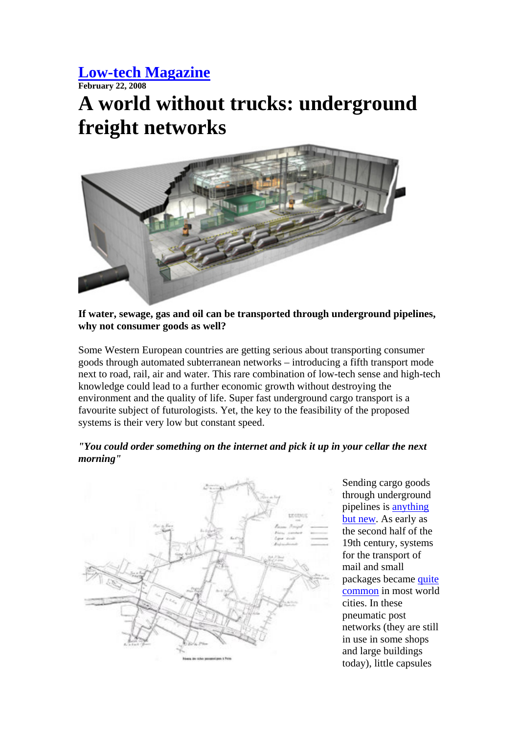# [Low-tech Magazine]

**February 22, 2008**

# A world without trucks: underground freight networks

**If water, sewage, gas and oil can be transported through underground pipelines, why not consumer goods as well?**

Some Western European countries are getting serious about transporting consumer goods through automated subterranean networks – introducing a fifth transport mode next to road, rail, air and water. This rare combination of low-tech sense and high-tech knowledge could lead to a further economic growth without destroying the environment and the quality of life. Super fast underground cargo transport is a favourite subject of futurologists. Yet, the key to the feasibility of the proposed systems is their very low but constant speed.

***"You could order something on the internet and pick it up in your cellar the next morning"***

Sending cargo goods through underground pipelines is anything but new. As early as the second half of the 19th century, systems for the transport of mail and small packages became quite common in most world cities. In these pneumatic post networks (they are still in use in some shops and large buildings today), little capsules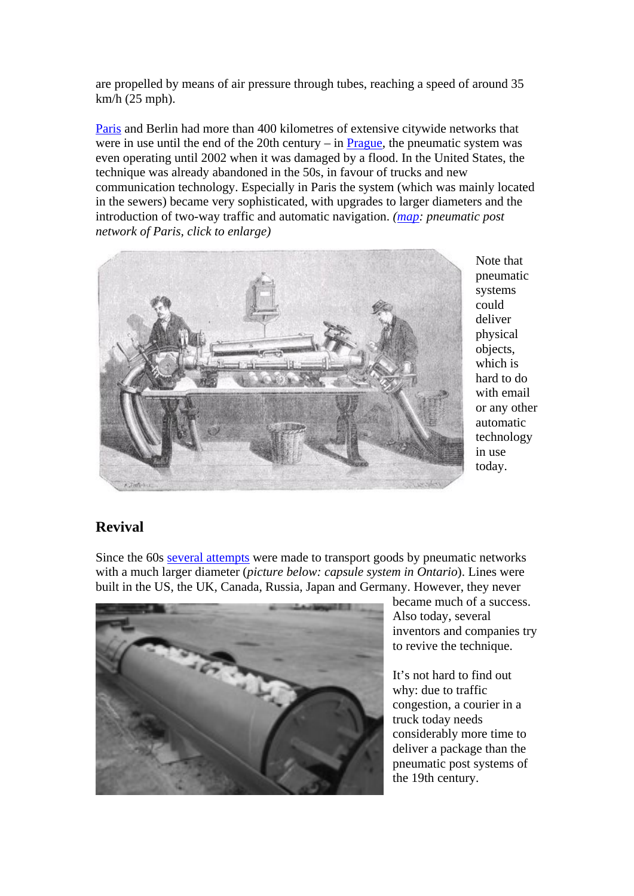are propelled by means of air pressure through tubes, reaching a speed of around 35 km/h (25 mph).

Paris and Berlin had more than 400 kilometres of extensive citywide networks that were in use until the end of the 20th century – in Prague, the pneumatic system was even operating until 2002 when it was damaged by a flood. In the United States, the technique was already abandoned in the 50s, in favour of trucks and new communication technology. Especially in Paris the system (which was mainly located in the sewers) became very sophisticated, with upgrades to larger diameters and the introduction of two-way traffic and automatic navigation. *(map: pneumatic post network of Paris, click to enlarge)*

Note that pneumatic systems could deliver physical objects, which is hard to do with email or any other automatic technology in use today.

## Revival

Since the 60s several attempts were made to transport goods by pneumatic networks with a much larger diameter (*picture below: capsule system in Ontario*). Lines were built in the US, the UK, Canada, Russia, Japan and Germany. However, they never became much of a success. Also today, several inventors and companies try to revive the technique.

It's not hard to find out why: due to traffic congestion, a courier in a truck today needs considerably more time to deliver a package than the pneumatic post systems of the 19th century.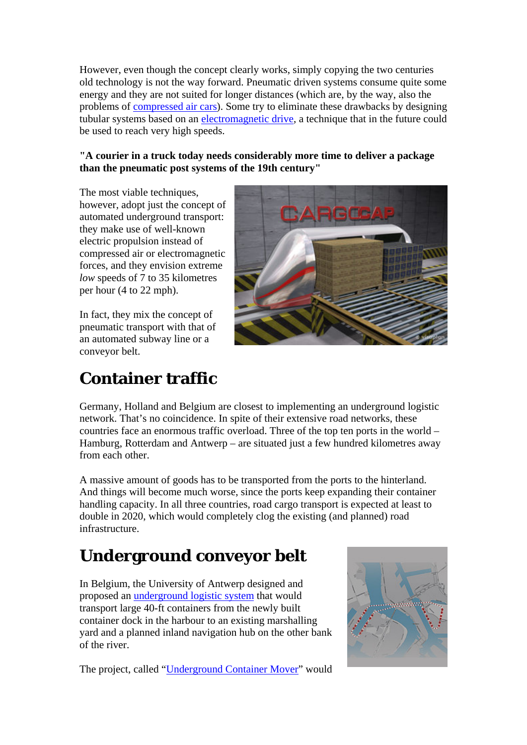However, even though the concept clearly works, simply copying the two centuries old technology is not the way forward. Pneumatic driven systems consume quite some energy and they are not suited for longer distances (which are, by the way, also the problems of compressed air cars). Some try to eliminate these drawbacks by designing tubular systems based on an electromagnetic drive, a technique that in the future could be used to reach very high speeds.

**"A courier in a truck today needs considerably more time to deliver a package than the pneumatic post systems of the 19th century"**

The most viable techniques, however, adopt just the concept of automated underground transport: they make use of well-known electric propulsion instead of compressed air or electromagnetic forces, and they envision extreme *low* speeds of 7 to 35 kilometres per hour (4 to 22 mph).

In fact, they mix the concept of pneumatic transport with that of an automated subway line or a conveyor belt.

# Container traffic

Germany, Holland and Belgium are closest to implementing an underground logistic network. That's no coincidence. In spite of their extensive road networks, these countries face an enormous traffic overload. Three of the top ten ports in the world – Hamburg, Rotterdam and Antwerp – are situated just a few hundred kilometres away from each other.

A massive amount of goods has to be transported from the ports to the hinterland. And things will become much worse, since the ports keep expanding their container handling capacity. In all three countries, road cargo transport is expected at least to double in 2020, which would completely clog the existing (and planned) road infrastructure.

# Underground conveyor belt

In Belgium, the University of Antwerp designed and proposed an underground logistic system that would transport large 40-ft containers from the newly built container dock in the harbour to an existing marshalling yard and a planned inland navigation hub on the other bank of the river.

The project, called "Underground Container Mover" would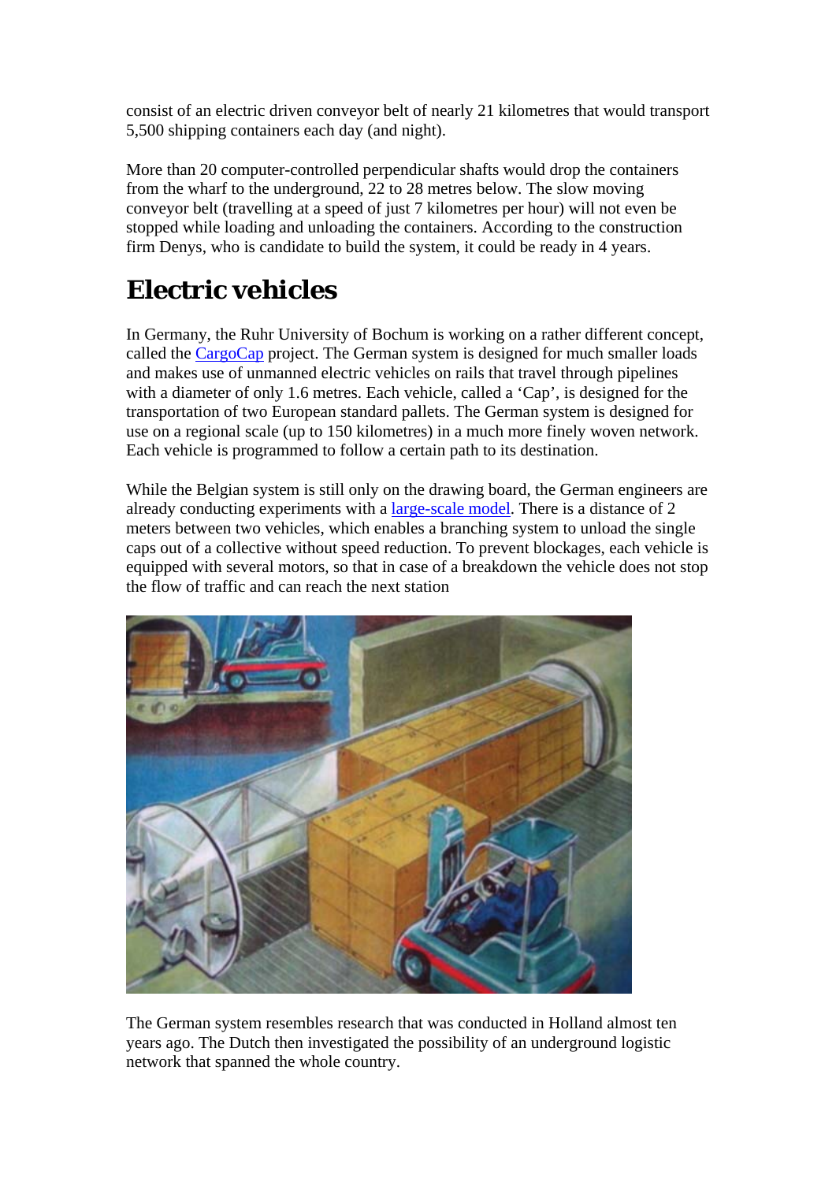consist of an electric driven conveyor belt of nearly 21 kilometres that would transport 5,500 shipping containers each day (and night).

More than 20 computer-controlled perpendicular shafts would drop the containers from the wharf to the underground, 22 to 28 metres below. The slow moving conveyor belt (travelling at a speed of just 7 kilometres per hour) will not even be stopped while loading and unloading the containers. According to the construction firm Denys, who is candidate to build the system, it could be ready in 4 years.

# Electric vehicles

In Germany, the Ruhr University of Bochum is working on a rather different concept, called the CargoCap project. The German system is designed for much smaller loads and makes use of unmanned electric vehicles on rails that travel through pipelines with a diameter of only 1.6 metres. Each vehicle, called a 'Cap', is designed for the transportation of two European standard pallets. The German system is designed for use on a regional scale (up to 150 kilometres) in a much more finely woven network. Each vehicle is programmed to follow a certain path to its destination.

While the Belgian system is still only on the drawing board, the German engineers are already conducting experiments with a large-scale model. There is a distance of 2 meters between two vehicles, which enables a branching system to unload the single caps out of a collective without speed reduction. To prevent blockages, each vehicle is equipped with several motors, so that in case of a breakdown the vehicle does not stop the flow of traffic and can reach the next station

The German system resembles research that was conducted in Holland almost ten years ago. The Dutch then investigated the possibility of an underground logistic network that spanned the whole country.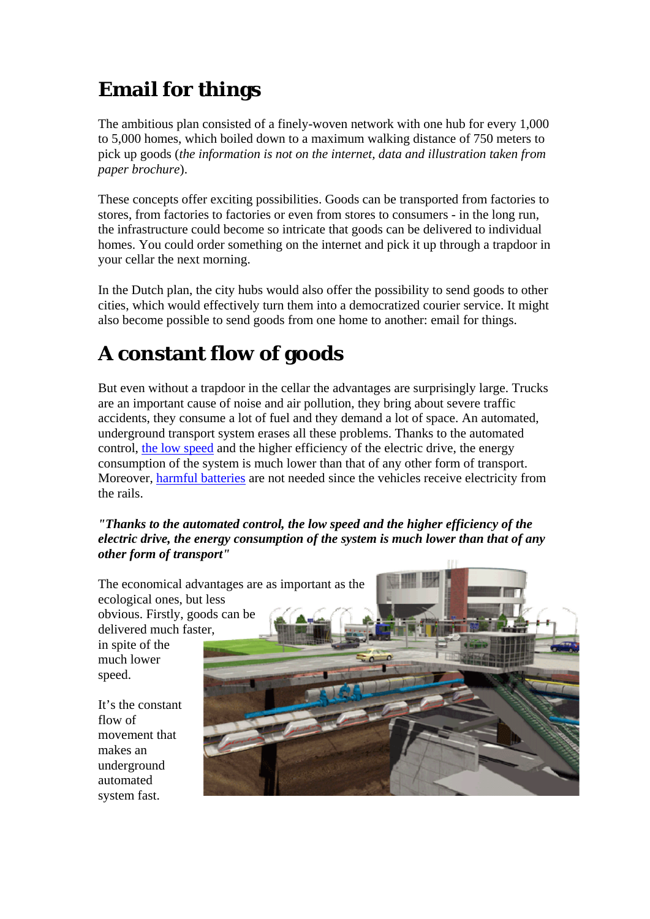## Email for things

The ambitious plan consisted of a finely-woven network with one hub for every 1,000 to 5,000 homes, which boiled down to a maximum walking distance of 750 meters to pick up goods (*the information is not on the internet, data and illustration taken from paper brochure*).

These concepts offer exciting possibilities. Goods can be transported from factories to stores, from factories to factories or even from stores to consumers - in the long run, the infrastructure could become so intricate that goods can be delivered to individual homes. You could order something on the internet and pick it up through a trapdoor in your cellar the next morning.

In the Dutch plan, the city hubs would also offer the possibility to send goods to other cities, which would effectively turn them into a democratized courier service. It might also become possible to send goods from one home to another: email for things.

## A constant flow of goods

But even without a trapdoor in the cellar the advantages are surprisingly large. Trucks are an important cause of noise and air pollution, they bring about severe traffic accidents, they consume a lot of fuel and they demand a lot of space. An automated, underground transport system erases all these problems. Thanks to the automated control, the low speed and the higher efficiency of the electric drive, the energy consumption of the system is much lower than that of any other form of transport. Moreover, harmful batteries are not needed since the vehicles receive electricity from the rails.

***"Thanks to the automated control, the low speed and the higher efficiency of the electric drive, the energy consumption of the system is much lower than that of any other form of transport"***

The economical advantages are as important as the ecological ones, but less obvious. Firstly, goods can be delivered much faster, in spite of the much lower speed.

It's the constant flow of movement that makes an underground automated system fast.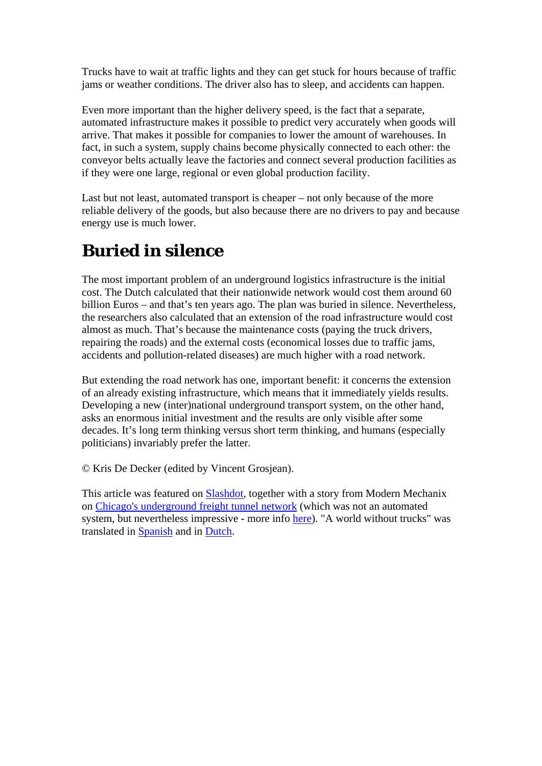Trucks have to wait at traffic lights and they can get stuck for hours because of traffic jams or weather conditions. The driver also has to sleep, and accidents can happen.

Even more important than the higher delivery speed, is the fact that a separate, automated infrastructure makes it possible to predict very accurately when goods will arrive. That makes it possible for companies to lower the amount of warehouses. In fact, in such a system, supply chains become physically connected to each other: the conveyor belts actually leave the factories and connect several production facilities as if they were one large, regional or even global production facility.

Last but not least, automated transport is cheaper – not only because of the more reliable delivery of the goods, but also because there are no drivers to pay and because energy use is much lower.

## Buried in silence

The most important problem of an underground logistics infrastructure is the initial cost. The Dutch calculated that their nationwide network would cost them around 60 billion Euros – and that's ten years ago. The plan was buried in silence. Nevertheless, the researchers also calculated that an extension of the road infrastructure would cost almost as much. That's because the maintenance costs (paying the truck drivers, repairing the roads) and the external costs (economical losses due to traffic jams, accidents and pollution-related diseases) are much higher with a road network.

But extending the road network has one, important benefit: it concerns the extension of an already existing infrastructure, which means that it immediately yields results. Developing a new (inter)national underground transport system, on the other hand, asks an enormous initial investment and the results are only visible after some decades. It's long term thinking versus short term thinking, and humans (especially politicians) invariably prefer the latter.

© Kris De Decker (edited by Vincent Grosjean).

This article was featured on Slashdot, together with a story from Modern Mechanix on Chicago's underground freight tunnel network (which was not an automated system, but nevertheless impressive - more info here). "A world without trucks" was translated in Spanish and in Dutch.